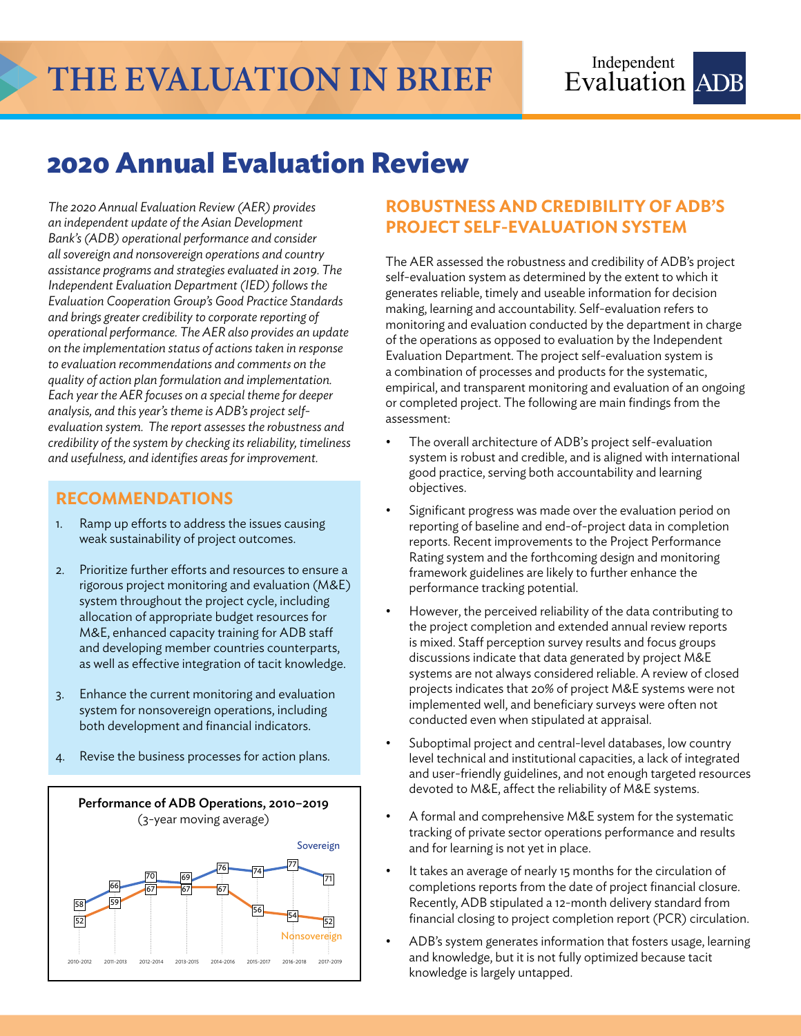# THE EVALUATION IN BRIEF

Independent Evaluation ADB

## 2020 Annual Evaluation Review

*The 2020 Annual Evaluation Review (AER) provides an independent update of the Asian Development Bank's (ADB) operational performance and consider all sovereign and nonsovereign operations and country assistance programs and strategies evaluated in 2019. The Independent Evaluation Department (IED) follows the Evaluation Cooperation Group's Good Practice Standards and brings greater credibility to corporate reporting of operational performance. The AER also provides an update on the implementation status of actions taken in response to evaluation recommendations and comments on the quality of action plan formulation and implementation. Each year the AER focuses on a special theme for deeper analysis, and this year's theme is ADB's project self-evaluation system. The report assesses the robustness and credibility of the system by checking its reliability, timeliness and usefulness, and identifies areas for improvement.*

### RECOMMENDATIONS

1. Ramp up efforts to address the issues causing weak sustainability of project outcomes.
2. Prioritize further efforts and resources to ensure a rigorous project monitoring and evaluation (M&E) system throughout the project cycle, including allocation of appropriate budget resources for M&E, enhanced capacity training for ADB staff and developing member countries counterparts, as well as effective integration of tacit knowledge.
3. Enhance the current monitoring and evaluation system for nonsovereign operations, including both development and financial indicators.
4. Revise the business processes for action plans.

**Performance of ADB Operations, 2010–2019**
(3-year moving average)

| Period | Sovereign | Nonsovereign |
|---|---|---|
| 2010-2012 | 58 | 52 |
| 2011-2013 | 66 | 59 |
| 2012-2014 | 70 | 67 |
| 2013-2015 | 69 | 67 |
| 2014-2016 | 76 | 67 |
| 2015-2017 | 74 | 56 |
| 2016-2018 | 77 | 54 |
| 2017-2019 | 71 | 52 |

### ROBUSTNESS AND CREDIBILITY OF ADB'S PROJECT SELF-EVALUATION SYSTEM

The AER assessed the robustness and credibility of ADB's project self-evaluation system as determined by the extent to which it generates reliable, timely and useable information for decision making, learning and accountability. Self-evaluation refers to monitoring and evaluation conducted by the department in charge of the operations as opposed to evaluation by the Independent Evaluation Department. The project self-evaluation system is a combination of processes and products for the systematic, empirical, and transparent monitoring and evaluation of an ongoing or completed project. The following are main findings from the assessment:

- The overall architecture of ADB's project self-evaluation system is robust and credible, and is aligned with international good practice, serving both accountability and learning objectives.
- Significant progress was made over the evaluation period on reporting of baseline and end-of-project data in completion reports. Recent improvements to the Project Performance Rating system and the forthcoming design and monitoring framework guidelines are likely to further enhance the performance tracking potential.
- However, the perceived reliability of the data contributing to the project completion and extended annual review reports is mixed. Staff perception survey results and focus groups discussions indicate that data generated by project M&E systems are not always considered reliable. A review of closed projects indicates that 20% of project M&E systems were not implemented well, and beneficiary surveys were often not conducted even when stipulated at appraisal.
- Suboptimal project and central-level databases, low country level technical and institutional capacities, a lack of integrated and user-friendly guidelines, and not enough targeted resources devoted to M&E, affect the reliability of M&E systems.
- A formal and comprehensive M&E system for the systematic tracking of private sector operations performance and results and for learning is not yet in place.
- It takes an average of nearly 15 months for the circulation of completions reports from the date of project financial closure. Recently, ADB stipulated a 12-month delivery standard from financial closing to project completion report (PCR) circulation.
- ADB's system generates information that fosters usage, learning and knowledge, but it is not fully optimized because tacit knowledge is largely untapped.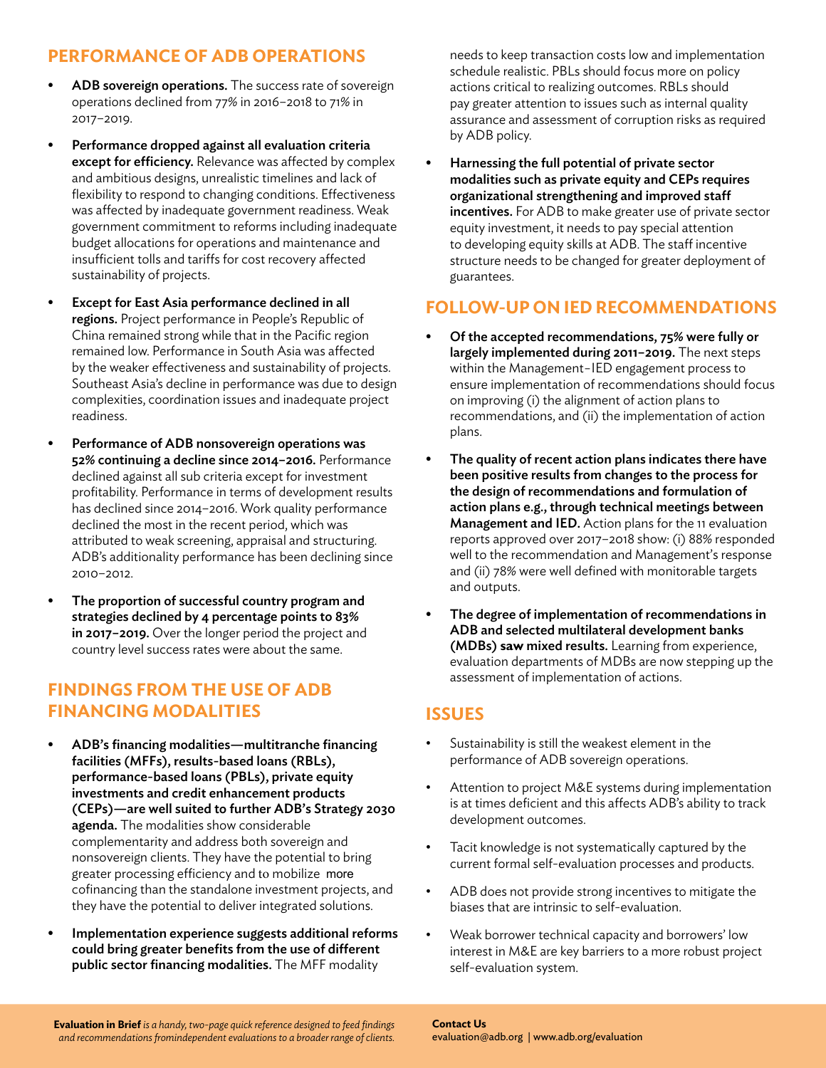## PERFORMANCE OF ADB OPERATIONS

- **ADB sovereign operations.** The success rate of sovereign operations declined from 77% in 2016–2018 to 71% in 2017–2019.
- **Performance dropped against all evaluation criteria except for efficiency.** Relevance was affected by complex and ambitious designs, unrealistic timelines and lack of flexibility to respond to changing conditions. Effectiveness was affected by inadequate government readiness. Weak government commitment to reforms including inadequate budget allocations for operations and maintenance and insufficient tolls and tariffs for cost recovery affected sustainability of projects.
- **Except for East Asia performance declined in all regions.** Project performance in People's Republic of China remained strong while that in the Pacific region remained low. Performance in South Asia was affected by the weaker effectiveness and sustainability of projects. Southeast Asia's decline in performance was due to design complexities, coordination issues and inadequate project readiness.
- **Performance of ADB nonsovereign operations was 52% continuing a decline since 2014–2016.** Performance declined against all sub criteria except for investment profitability. Performance in terms of development results has declined since 2014–2016. Work quality performance declined the most in the recent period, which was attributed to weak screening, appraisal and structuring. ADB's additionality performance has been declining since 2010–2012.
- **The proportion of successful country program and strategies declined by 4 percentage points to 83% in 2017–2019.** Over the longer period the project and country level success rates were about the same.

## FINDINGS FROM THE USE OF ADB FINANCING MODALITIES

- **ADB's financing modalities—multitranche financing facilities (MFFs), results-based loans (RBLs), performance-based loans (PBLs), private equity investments and credit enhancement products (CEPs)—are well suited to further ADB's Strategy 2030 agenda.** The modalities show considerable complementarity and address both sovereign and nonsovereign clients. They have the potential to bring greater processing efficiency and to mobilize more cofinancing than the standalone investment projects, and they have the potential to deliver integrated solutions.
- **Implementation experience suggests additional reforms could bring greater benefits from the use of different public sector financing modalities.** The MFF modality needs to keep transaction costs low and implementation schedule realistic. PBLs should focus more on policy actions critical to realizing outcomes. RBLs should pay greater attention to issues such as internal quality assurance and assessment of corruption risks as required by ADB policy.
- **Harnessing the full potential of private sector modalities such as private equity and CEPs requires organizational strengthening and improved staff incentives.** For ADB to make greater use of private sector equity investment, it needs to pay special attention to developing equity skills at ADB. The staff incentive structure needs to be changed for greater deployment of guarantees.

## FOLLOW-UP ON IED RECOMMENDATIONS

- **Of the accepted recommendations, 75% were fully or largely implemented during 2011–2019.** The next steps within the Management-IED engagement process to ensure implementation of recommendations should focus on improving (i) the alignment of action plans to recommendations, and (ii) the implementation of action plans.
- **The quality of recent action plans indicates there have been positive results from changes to the process for the design of recommendations and formulation of action plans e.g., through technical meetings between Management and IED.** Action plans for the 11 evaluation reports approved over 2017–2018 show: (i) 88% responded well to the recommendation and Management's response and (ii) 78% were well defined with monitorable targets and outputs.
- **The degree of implementation of recommendations in ADB and selected multilateral development banks (MDBs) saw mixed results.** Learning from experience, evaluation departments of MDBs are now stepping up the assessment of implementation of actions.

## ISSUES

- Sustainability is still the weakest element in the performance of ADB sovereign operations.
- Attention to project M&E systems during implementation is at times deficient and this affects ADB's ability to track development outcomes.
- Tacit knowledge is not systematically captured by the current formal self-evaluation processes and products.
- ADB does not provide strong incentives to mitigate the biases that are intrinsic to self-evaluation.
- Weak borrower technical capacity and borrowers' low interest in M&E are key barriers to a more robust project self-evaluation system.

**Evaluation in Brief** *is a handy, two-page quick reference designed to feed findings and recommendations fromindependent evaluations to a broader range of clients.*

**Contact Us**
evaluation@adb.org | www.adb.org/evaluation